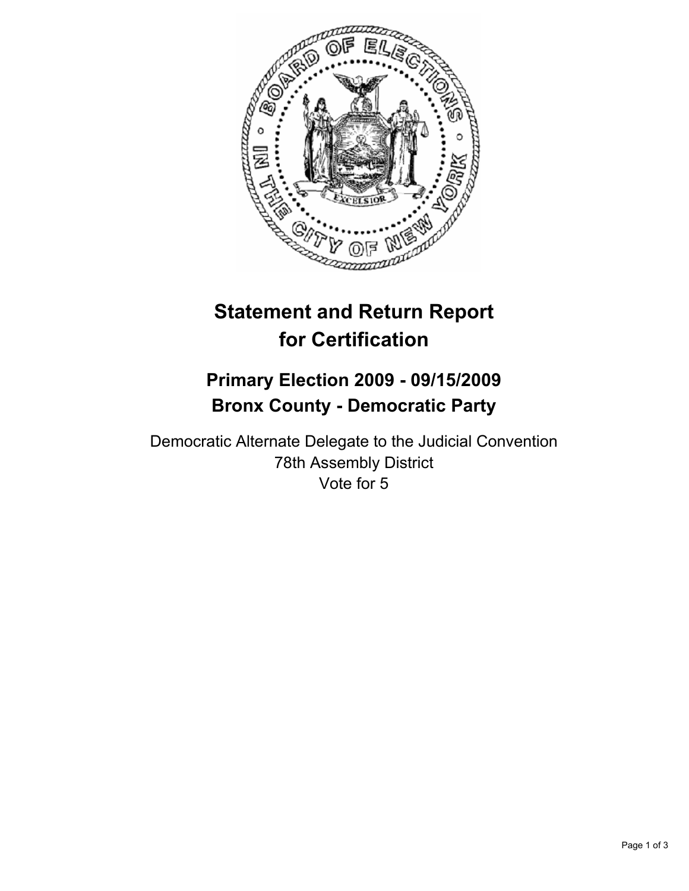# Statement and Return Report for Certification

## Primary Election 2009 - 09/15/2009
## Bronx County - Democratic Party

Democratic Alternate Delegate to the Judicial Convention
78th Assembly District
Vote for 5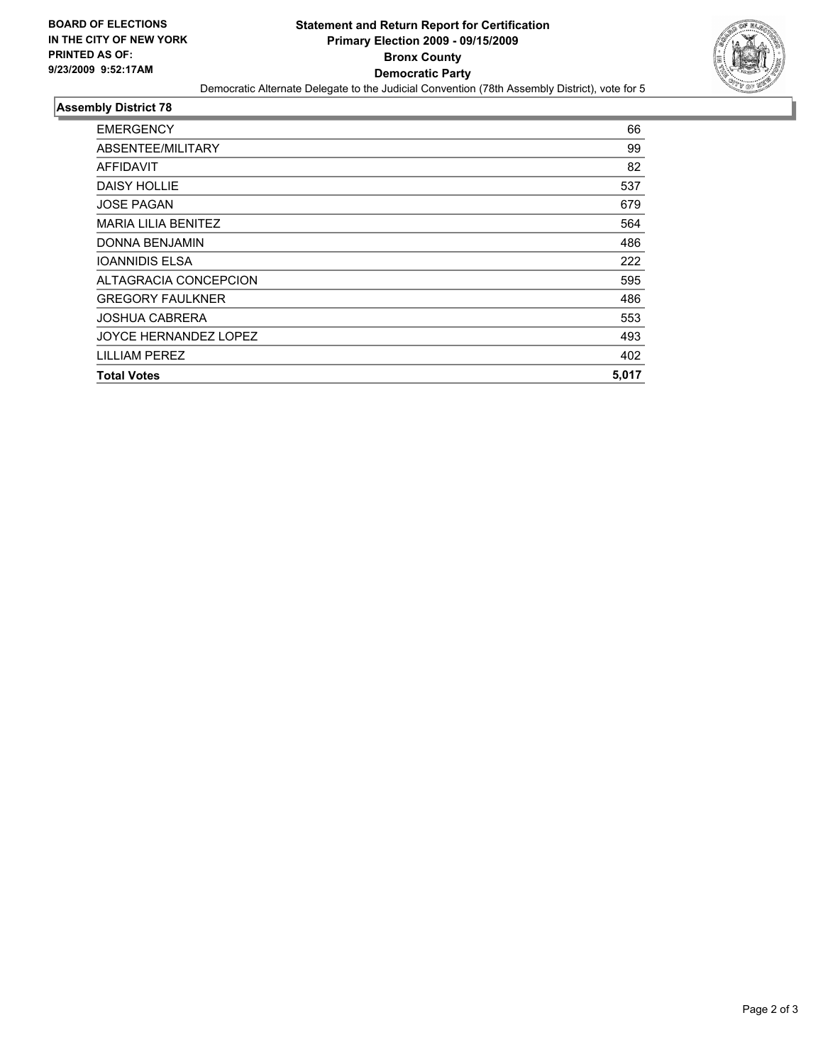**BOARD OF ELECTIONS IN THE CITY OF NEW YORK PRINTED AS OF: 9/23/2009 9:52:17AM**

# Statement and Return Report for Certification
## Primary Election 2009 - 09/15/2009
## Bronx County
## Democratic Party

Democratic Alternate Delegate to the Judicial Convention (78th Assembly District), vote for 5

### Assembly District 78

| | |
|---|---|
| EMERGENCY | 66 |
| ABSENTEE/MILITARY | 99 |
| AFFIDAVIT | 82 |
| DAISY HOLLIE | 537 |
| JOSE PAGAN | 679 |
| MARIA LILIA BENITEZ | 564 |
| DONNA BENJAMIN | 486 |
| IOANNIDIS ELSA | 222 |
| ALTAGRACIA CONCEPCION | 595 |
| GREGORY FAULKNER | 486 |
| JOSHUA CABRERA | 553 |
| JOYCE HERNANDEZ LOPEZ | 493 |
| LILLIAM PEREZ | 402 |
| **Total Votes** | **5,017** |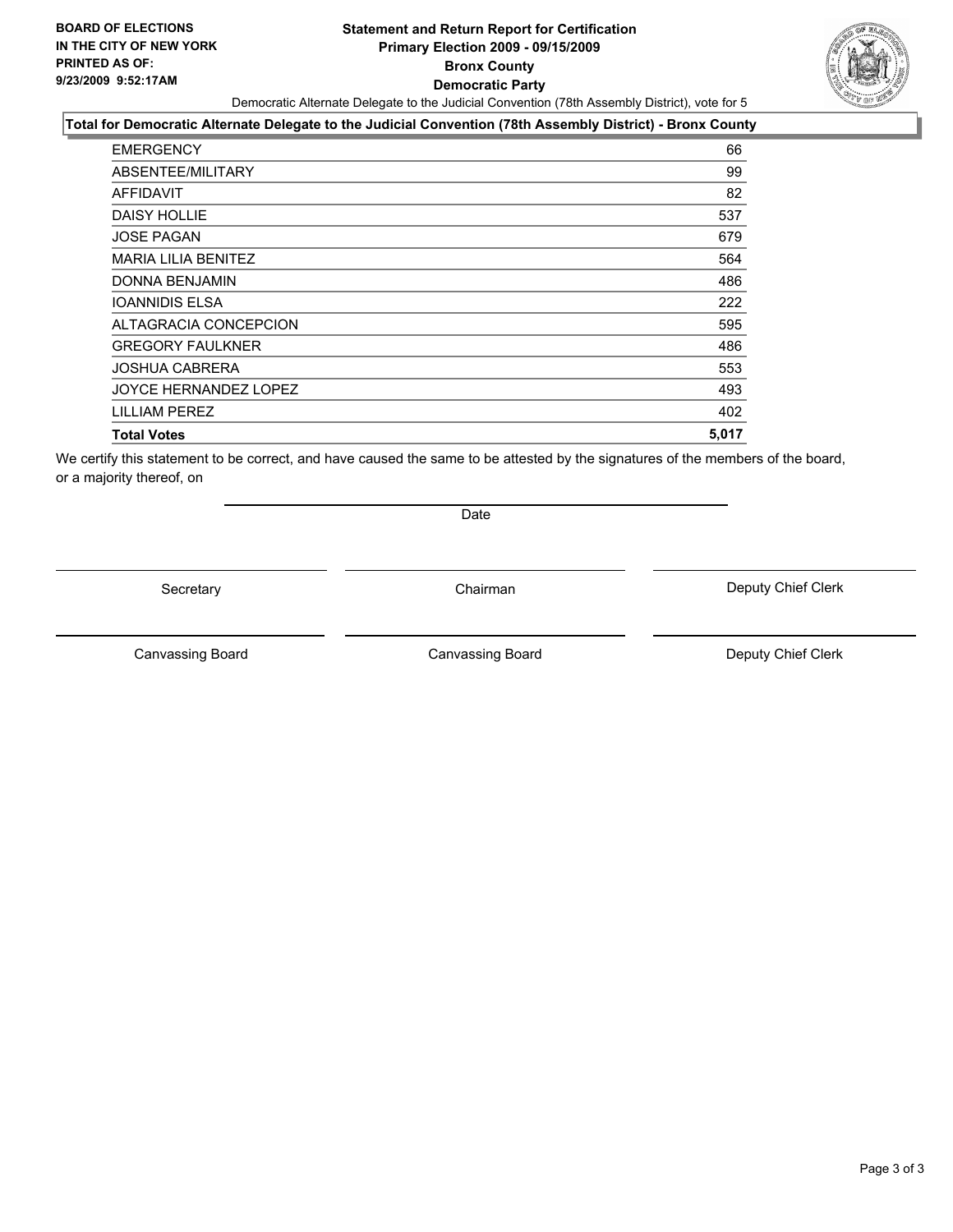**BOARD OF ELECTIONS IN THE CITY OF NEW YORK PRINTED AS OF: 9/23/2009 9:52:17AM**

**Statement and Return Report for Certification**
**Primary Election 2009 - 09/15/2009**
**Bronx County**
**Democratic Party**

Democratic Alternate Delegate to the Judicial Convention (78th Assembly District), vote for 5

**Total for Democratic Alternate Delegate to the Judicial Convention (78th Assembly District) - Bronx County**

| | |
|---|---|
| EMERGENCY | 66 |
| ABSENTEE/MILITARY | 99 |
| AFFIDAVIT | 82 |
| DAISY HOLLIE | 537 |
| JOSE PAGAN | 679 |
| MARIA LILIA BENITEZ | 564 |
| DONNA BENJAMIN | 486 |
| IOANNIDIS ELSA | 222 |
| ALTAGRACIA CONCEPCION | 595 |
| GREGORY FAULKNER | 486 |
| JOSHUA CABRERA | 553 |
| JOYCE HERNANDEZ LOPEZ | 493 |
| LILLIAM PEREZ | 402 |
| **Total Votes** | **5,017** |

We certify this statement to be correct, and have caused the same to be attested by the signatures of the members of the board, or a majority thereof, on

Date

Secretary | Chairman | Deputy Chief Clerk

Canvassing Board | Canvassing Board | Deputy Chief Clerk